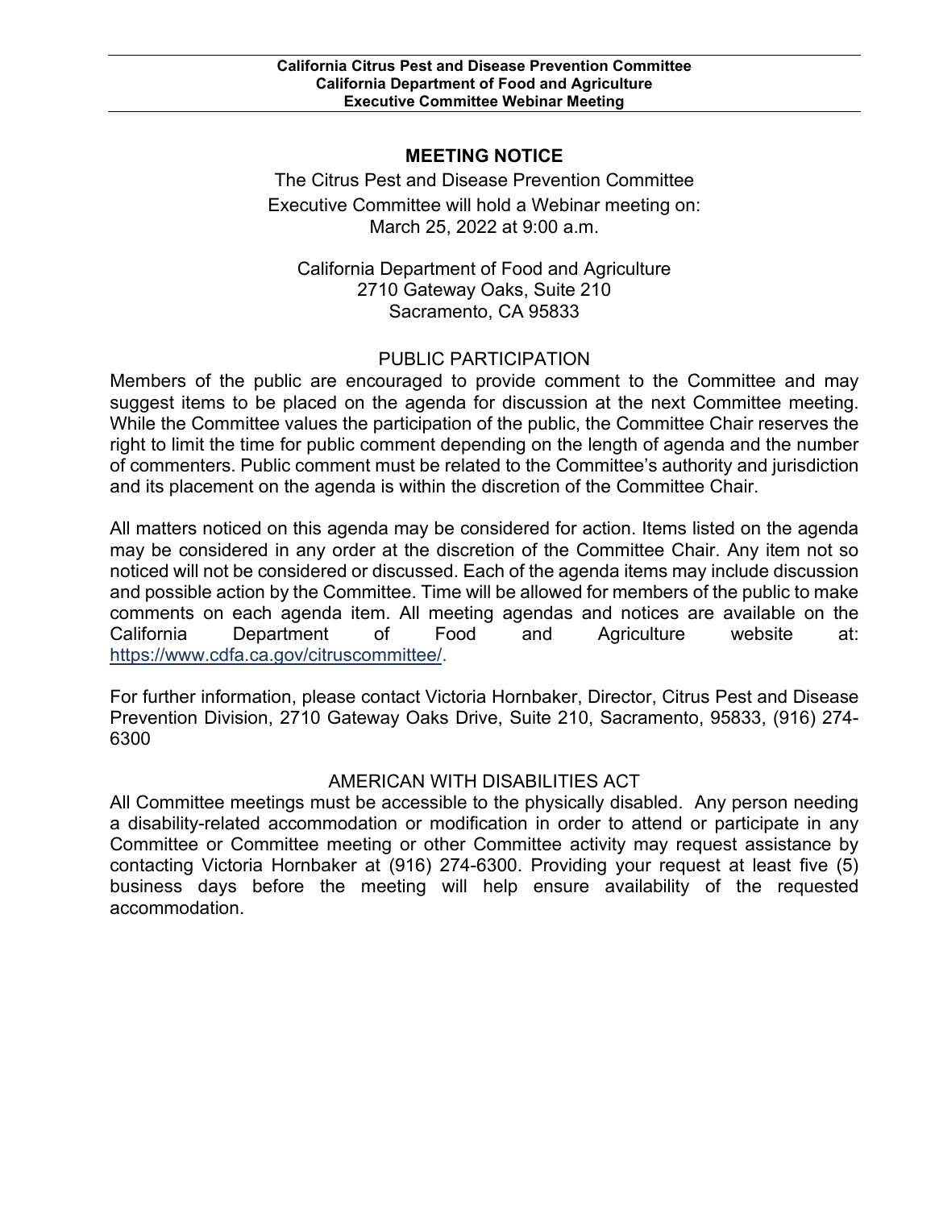**California Citrus Pest and Disease Prevention Committee**
**California Department of Food and Agriculture**
**Executive Committee Webinar Meeting**

## MEETING NOTICE

The Citrus Pest and Disease Prevention Committee
Executive Committee will hold a Webinar meeting on:
March 25, 2022 at 9:00 a.m.

California Department of Food and Agriculture
2710 Gateway Oaks, Suite 210
Sacramento, CA 95833

### PUBLIC PARTICIPATION

Members of the public are encouraged to provide comment to the Committee and may suggest items to be placed on the agenda for discussion at the next Committee meeting. While the Committee values the participation of the public, the Committee Chair reserves the right to limit the time for public comment depending on the length of agenda and the number of commenters. Public comment must be related to the Committee's authority and jurisdiction and its placement on the agenda is within the discretion of the Committee Chair.

All matters noticed on this agenda may be considered for action. Items listed on the agenda may be considered in any order at the discretion of the Committee Chair. Any item not so noticed will not be considered or discussed. Each of the agenda items may include discussion and possible action by the Committee. Time will be allowed for members of the public to make comments on each agenda item. All meeting agendas and notices are available on the California Department of Food and Agriculture website at: https://www.cdfa.ca.gov/citruscommittee/.

For further information, please contact Victoria Hornbaker, Director, Citrus Pest and Disease Prevention Division, 2710 Gateway Oaks Drive, Suite 210, Sacramento, 95833, (916) 274-6300

### AMERICAN WITH DISABILITIES ACT

All Committee meetings must be accessible to the physically disabled. Any person needing a disability-related accommodation or modification in order to attend or participate in any Committee or Committee meeting or other Committee activity may request assistance by contacting Victoria Hornbaker at (916) 274-6300. Providing your request at least five (5) business days before the meeting will help ensure availability of the requested accommodation.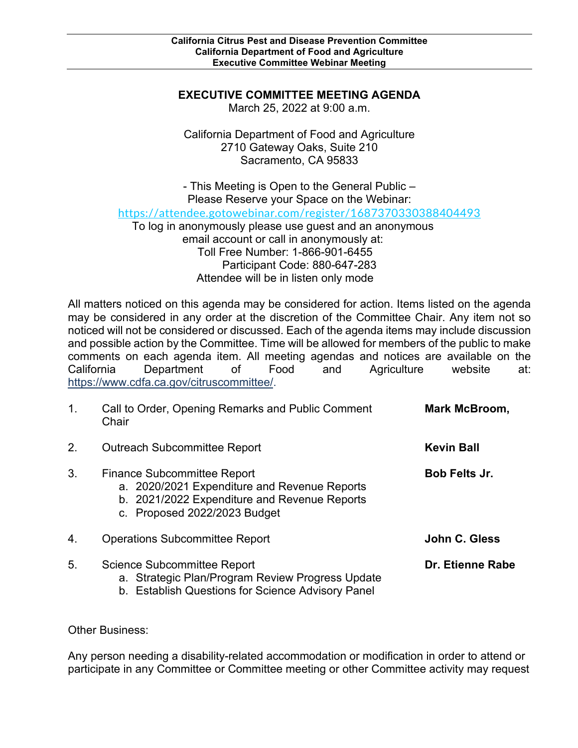**California Citrus Pest and Disease Prevention Committee**
**California Department of Food and Agriculture**
**Executive Committee Webinar Meeting**

## EXECUTIVE COMMITTEE MEETING AGENDA

March 25, 2022 at 9:00 a.m.

California Department of Food and Agriculture
2710 Gateway Oaks, Suite 210
Sacramento, CA 95833

\- This Meeting is Open to the General Public –
Please Reserve your Space on the Webinar:
https://attendee.gotowebinar.com/register/1687370330388404493
To log in anonymously please use guest and an anonymous email account or call in anonymously at:
Toll Free Number: 1-866-901-6455
Participant Code: 880-647-283
Attendee will be in listen only mode

All matters noticed on this agenda may be considered for action. Items listed on the agenda may be considered in any order at the discretion of the Committee Chair. Any item not so noticed will not be considered or discussed. Each of the agenda items may include discussion and possible action by the Committee. Time will be allowed for members of the public to make comments on each agenda item. All meeting agendas and notices are available on the California Department of Food and Agriculture website at: https://www.cdfa.ca.gov/citruscommittee/.

1. Call to Order, Opening Remarks and Public Comment — **Mark McBroom,** Chair

2. Outreach Subcommittee Report — **Kevin Ball**

3. Finance Subcommittee Report — **Bob Felts Jr.**
   a. 2020/2021 Expenditure and Revenue Reports
   b. 2021/2022 Expenditure and Revenue Reports
   c. Proposed 2022/2023 Budget

4. Operations Subcommittee Report — **John C. Gless**

5. Science Subcommittee Report — **Dr. Etienne Rabe**
   a. Strategic Plan/Program Review Progress Update
   b. Establish Questions for Science Advisory Panel

Other Business:

Any person needing a disability-related accommodation or modification in order to attend or participate in any Committee or Committee meeting or other Committee activity may request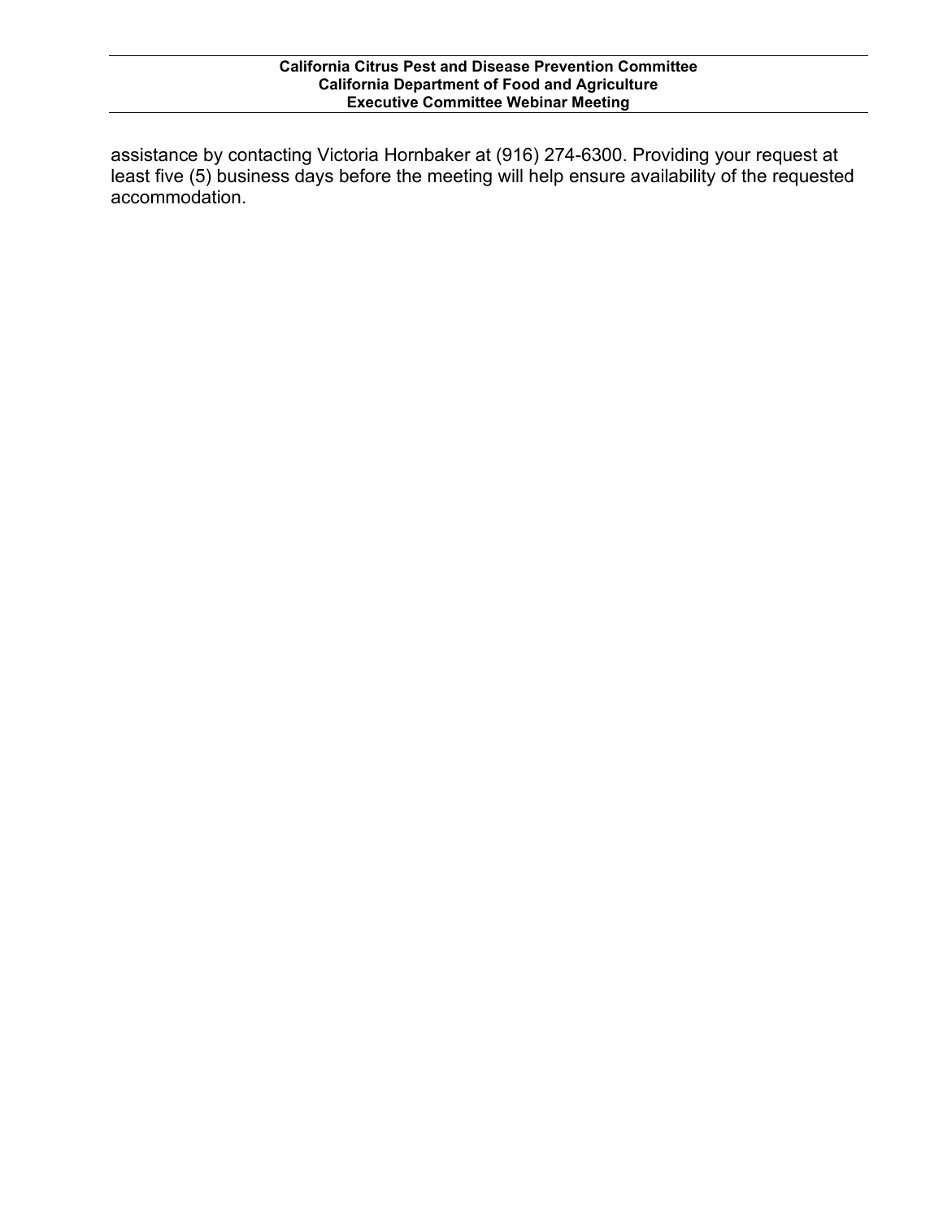assistance by contacting Victoria Hornbaker at (916) 274-6300. Providing your request at least five (5) business days before the meeting will help ensure availability of the requested accommodation.